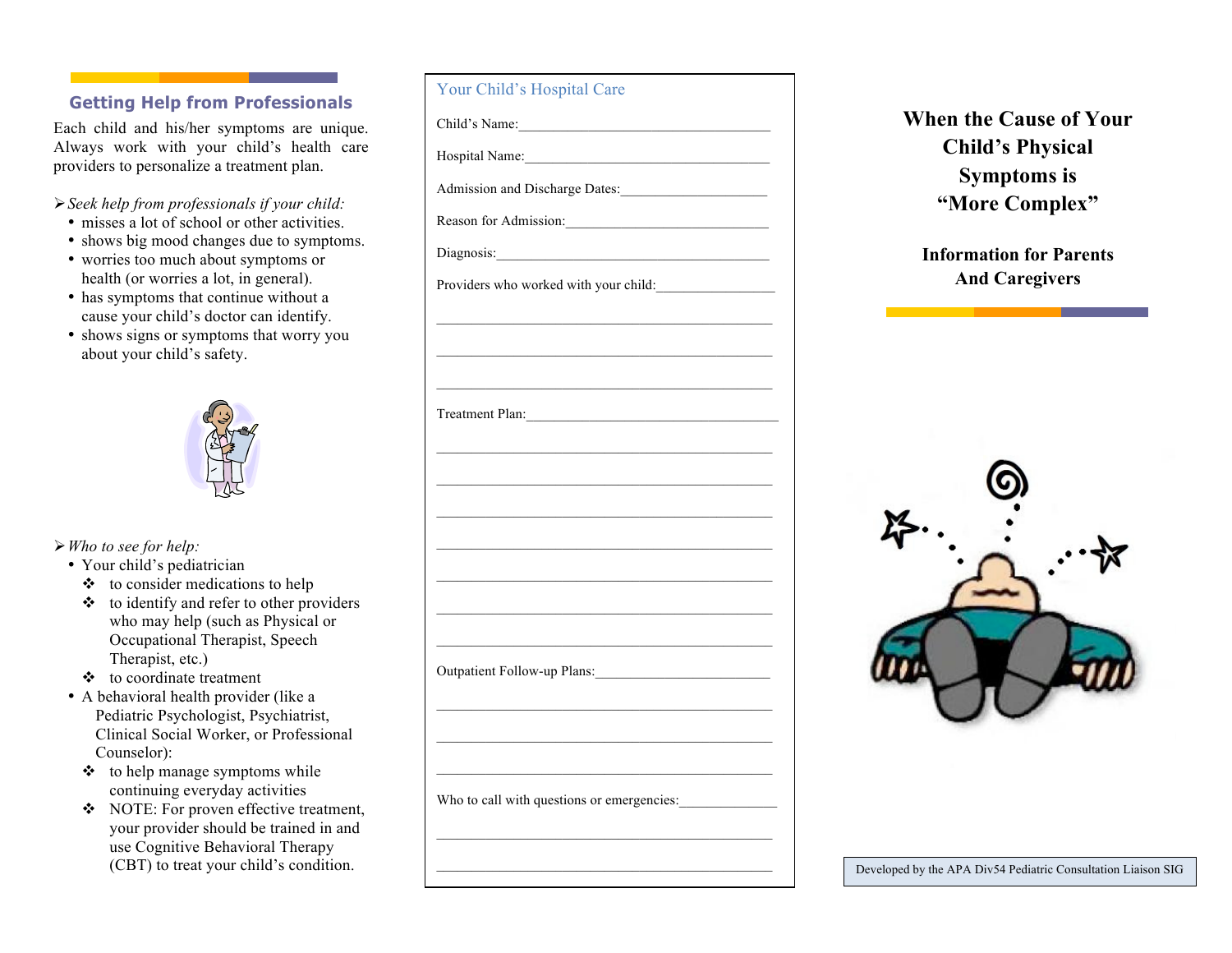## Getting Help from Professionals

Each child and his/her symptoms are unique. Always work with your child's health care providers to personalize a treatment plan.

➢ *Seek help from professionals if your child:*

- misses a lot of school or other activities.
- shows big mood changes due to symptoms.
- worries too much about symptoms or health (or worries a lot, in general).
- has symptoms that continue without a cause your child's doctor can identify.
- shows signs or symptoms that worry you about your child's safety.

➢ *Who to see for help:*

- Your child's pediatrician
  - ❖ to consider medications to help
  - ❖ to identify and refer to other providers who may help (such as Physical or Occupational Therapist, Speech Therapist, etc.)
  - ❖ to coordinate treatment
- A behavioral health provider (like a Pediatric Psychologist, Psychiatrist, Clinical Social Worker, or Professional Counselor):
  - ❖ to help manage symptoms while continuing everyday activities
  - ❖ NOTE: For proven effective treatment, your provider should be trained in and use Cognitive Behavioral Therapy (CBT) to treat your child's condition.

## Your Child's Hospital Care

Child's Name:____________________________________

Hospital Name:____________________________________

Admission and Discharge Dates:_____________________

Reason for Admission:_____________________________

Diagnosis:_______________________________________

Providers who worked with your child:________________

_______________________________________________

_______________________________________________

_______________________________________________

Treatment Plan:____________________________________

_______________________________________________

_______________________________________________

_______________________________________________

_______________________________________________

_______________________________________________

_______________________________________________

_______________________________________________

Outpatient Follow-up Plans:_________________________

_______________________________________________

_______________________________________________

_______________________________________________

Who to call with questions or emergencies:______________

_______________________________________________

_______________________________________________

# When the Cause of Your Child's Physical Symptoms is "More Complex"

**Information for Parents And Caregivers**

Developed by the APA Div54 Pediatric Consultation Liaison SIG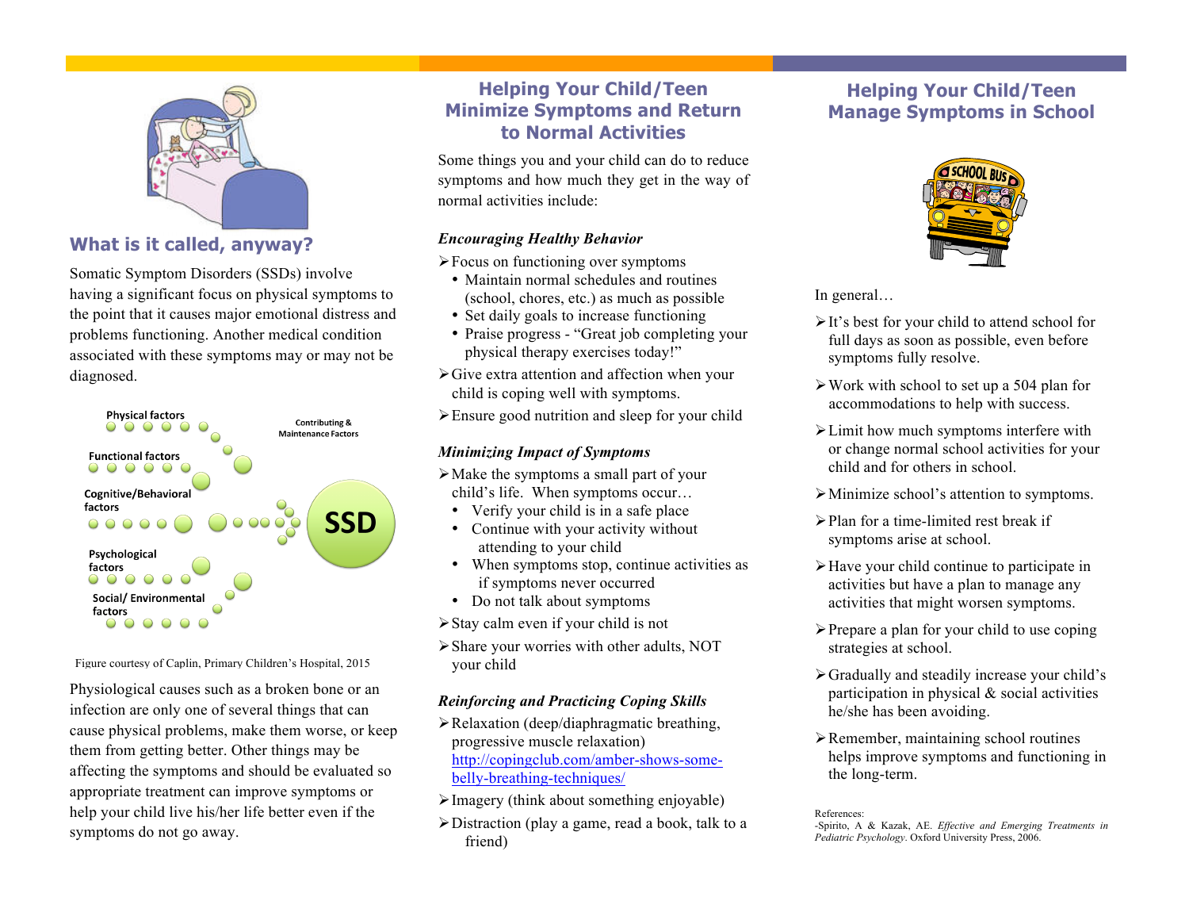## What is it called, anyway?

Somatic Symptom Disorders (SSDs) involve having a significant focus on physical symptoms to the point that it causes major emotional distress and problems functioning. Another medical condition associated with these symptoms may or may not be diagnosed.

Physical factors

Functional factors

Cognitive/Behavioral factors

Psychological factors

Social/ Environmental factors

Contributing & Maintenance Factors

SSD

Figure courtesy of Caplin, Primary Children's Hospital, 2015

Physiological causes such as a broken bone or an infection are only one of several things that can cause physical problems, make them worse, or keep them from getting better. Other things may be affecting the symptoms and should be evaluated so appropriate treatment can improve symptoms or help your child live his/her life better even if the symptoms do not go away.

## Helping Your Child/Teen Minimize Symptoms and Return to Normal Activities

Some things you and your child can do to reduce symptoms and how much they get in the way of normal activities include:

### *Encouraging Healthy Behavior*

- Focus on functioning over symptoms
  - Maintain normal schedules and routines (school, chores, etc.) as much as possible
  - Set daily goals to increase functioning
  - Praise progress - "Great job completing your physical therapy exercises today!"
- Give extra attention and affection when your child is coping well with symptoms.
- Ensure good nutrition and sleep for your child

### *Minimizing Impact of Symptoms*

- Make the symptoms a small part of your child's life. When symptoms occur…
  - Verify your child is in a safe place
  - Continue with your activity without attending to your child
  - When symptoms stop, continue activities as if symptoms never occurred
  - Do not talk about symptoms
- Stay calm even if your child is not
- Share your worries with other adults, NOT your child

### *Reinforcing and Practicing Coping Skills*

- Relaxation (deep/diaphragmatic breathing, progressive muscle relaxation) http://copingclub.com/amber-shows-some-belly-breathing-techniques/
- Imagery (think about something enjoyable)
- Distraction (play a game, read a book, talk to a friend)

## Helping Your Child/Teen Manage Symptoms in School

In general…

- It's best for your child to attend school for full days as soon as possible, even before symptoms fully resolve.
- Work with school to set up a 504 plan for accommodations to help with success.
- Limit how much symptoms interfere with or change normal school activities for your child and for others in school.
- Minimize school's attention to symptoms.
- Plan for a time-limited rest break if symptoms arise at school.
- Have your child continue to participate in activities but have a plan to manage any activities that might worsen symptoms.
- Prepare a plan for your child to use coping strategies at school.
- Gradually and steadily increase your child's participation in physical & social activities he/she has been avoiding.
- Remember, maintaining school routines helps improve symptoms and functioning in the long-term.

References:
-Spirito, A & Kazak, AE. *Effective and Emerging Treatments in Pediatric Psychology*. Oxford University Press, 2006.